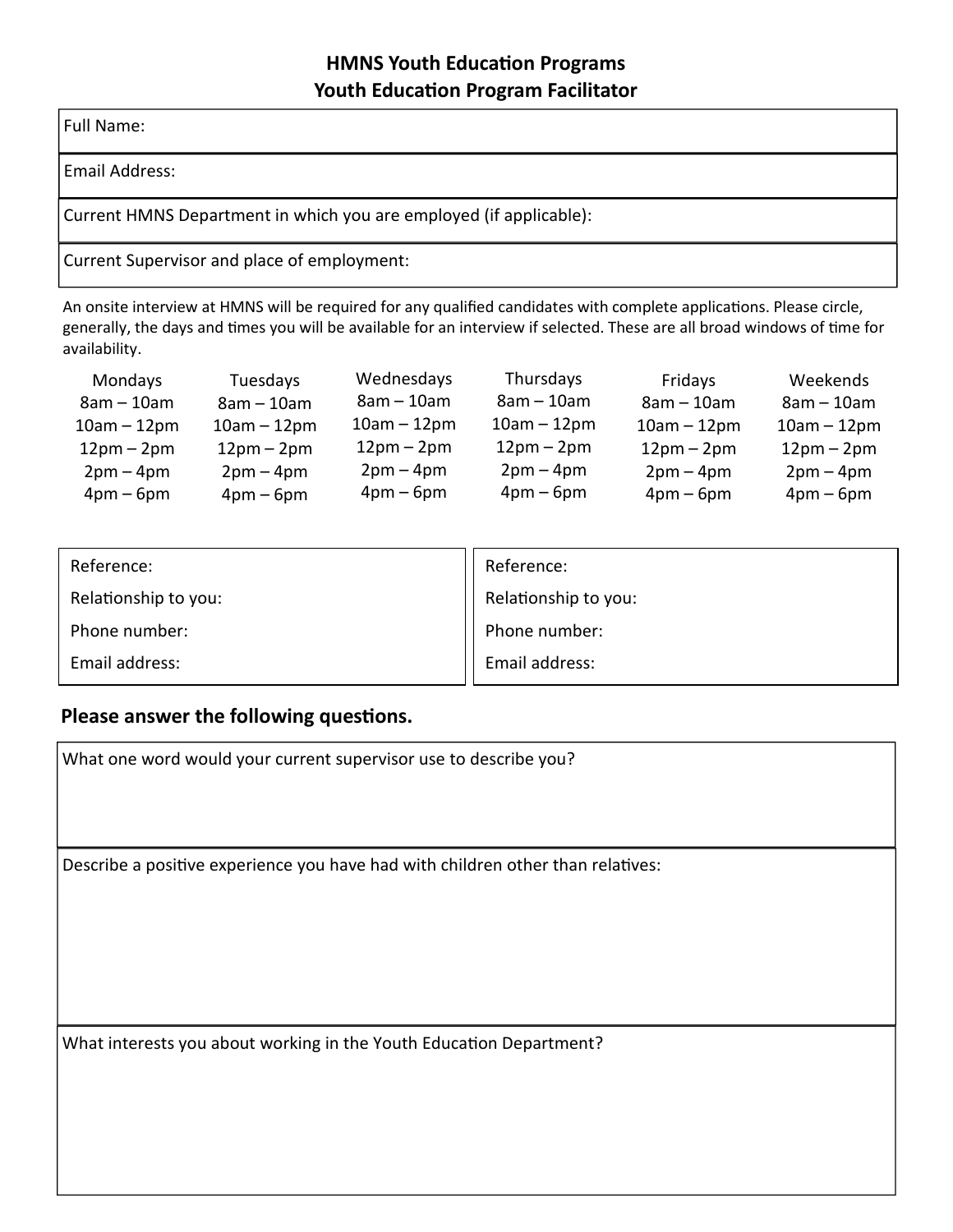# HMNS Youth Education Programs
## Youth Education Program Facilitator

| Full Name: |
|---|
| Email Address: |
| Current HMNS Department in which you are employed (if applicable): |
| Current Supervisor and place of employment: |

An onsite interview at HMNS will be required for any qualified candidates with complete applications. Please circle, generally, the days and times you will be available for an interview if selected. These are all broad windows of time for availability.

| Mondays | Tuesdays | Wednesdays | Thursdays | Fridays | Weekends |
|---|---|---|---|---|---|
| 8am – 10am | 8am – 10am | 8am – 10am | 8am – 10am | 8am – 10am | 8am – 10am |
| 10am – 12pm | 10am – 12pm | 10am – 12pm | 10am – 12pm | 10am – 12pm | 10am – 12pm |
| 12pm – 2pm | 12pm – 2pm | 12pm – 2pm | 12pm – 2pm | 12pm – 2pm | 12pm – 2pm |
| 2pm – 4pm | 2pm – 4pm | 2pm – 4pm | 2pm – 4pm | 2pm – 4pm | 2pm – 4pm |
| 4pm – 6pm | 4pm – 6pm | 4pm – 6pm | 4pm – 6pm | 4pm – 6pm | 4pm – 6pm |

| Reference: | Reference: |
|---|---|
| Relationship to you: | Relationship to you: |
| Phone number: | Phone number: |
| Email address: | Email address: |

### Please answer the following questions.

What one word would your current supervisor use to describe you?

Describe a positive experience you have had with children other than relatives:

What interests you about working in the Youth Education Department?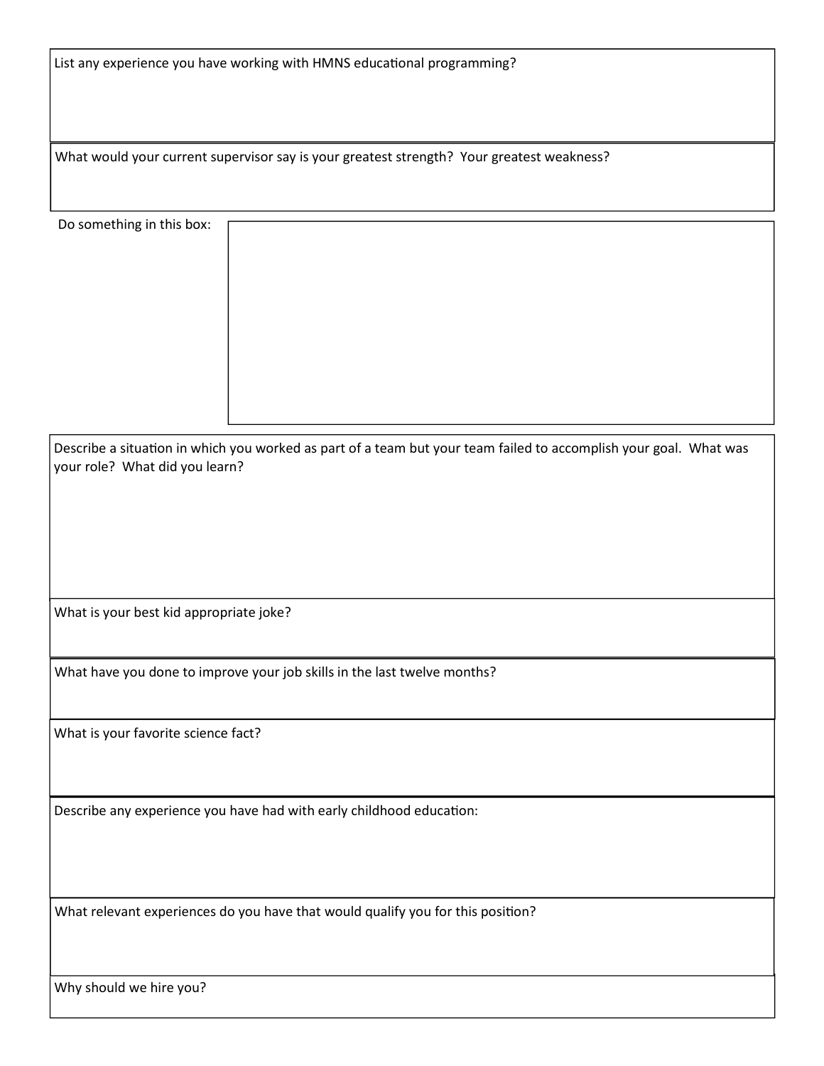List any experience you have working with HMNS educational programming?

What would your current supervisor say is your greatest strength? Your greatest weakness?

Do something in this box:

Describe a situation in which you worked as part of a team but your team failed to accomplish your goal. What was your role? What did you learn?

What is your best kid appropriate joke?

What have you done to improve your job skills in the last twelve months?

What is your favorite science fact?

Describe any experience you have had with early childhood education:

What relevant experiences do you have that would qualify you for this position?

Why should we hire you?